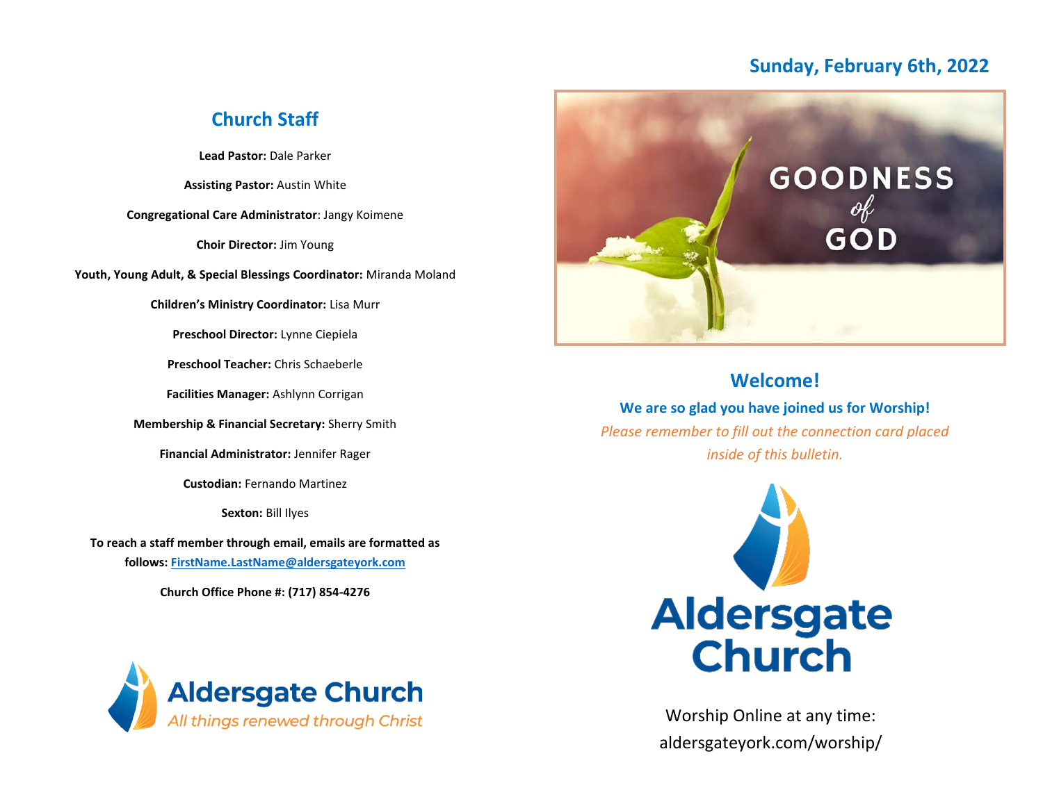## Church Staff

**Lead Pastor:** Dale Parker

**Assisting Pastor:** Austin White

**Congregational Care Administrator**: Jangy Koimene

**Choir Director:** Jim Young

**Youth, Young Adult, & Special Blessings Coordinator:** Miranda Moland

**Children's Ministry Coordinator:** Lisa Murr

**Preschool Director:** Lynne Ciepiela

**Preschool Teacher:** Chris Schaeberle

**Facilities Manager:** Ashlynn Corrigan

**Membership & Financial Secretary:** Sherry Smith

**Financial Administrator:** Jennifer Rager

**Custodian:** Fernando Martinez

**Sexton:** Bill Ilyes

**To reach a staff member through email, emails are formatted as follows: FirstName.LastName@aldersgateyork.com**

**Church Office Phone #: (717) 854-4276**

Aldersgate Church

*All things renewed through Christ*

## Sunday, February 6th, 2022

GOODNESS *of* GOD

## Welcome!

**We are so glad you have joined us for Worship!**

*Please remember to fill out the connection card placed inside of this bulletin.*

Aldersgate Church

Worship Online at any time:
aldersgateyork.com/worship/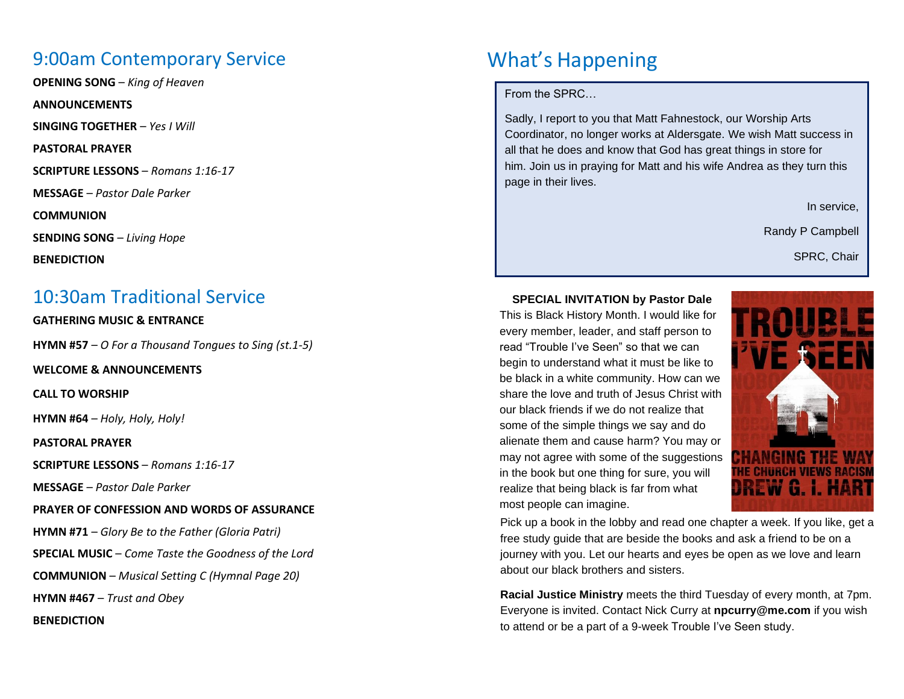## 9:00am Contemporary Service

**OPENING SONG** – *King of Heaven*

**ANNOUNCEMENTS**

**SINGING TOGETHER** – *Yes I Will*

**PASTORAL PRAYER**

**SCRIPTURE LESSONS** – *Romans 1:16-17*

**MESSAGE** – *Pastor Dale Parker*

**COMMUNION**

**SENDING SONG** – *Living Hope*

**BENEDICTION**

## 10:30am Traditional Service

**GATHERING MUSIC & ENTRANCE**

**HYMN #57** – *O For a Thousand Tongues to Sing (st.1-5)*

**WELCOME & ANNOUNCEMENTS**

**CALL TO WORSHIP**

**HYMN #64** – *Holy, Holy, Holy!*

**PASTORAL PRAYER**

**SCRIPTURE LESSONS** – *Romans 1:16-17*

**MESSAGE** – *Pastor Dale Parker*

**PRAYER OF CONFESSION AND WORDS OF ASSURANCE**

**HYMN #71** – *Glory Be to the Father (Gloria Patri)*

**SPECIAL MUSIC** – *Come Taste the Goodness of the Lord*

**COMMUNION** – *Musical Setting C (Hymnal Page 20)*

**HYMN #467** – *Trust and Obey*

**BENEDICTION**

# What's Happening

From the SPRC…

Sadly, I report to you that Matt Fahnestock, our Worship Arts Coordinator, no longer works at Aldersgate. We wish Matt success in all that he does and know that God has great things in store for him. Join us in praying for Matt and his wife Andrea as they turn this page in their lives.

In service,

Randy P Campbell

SPRC, Chair

**SPECIAL INVITATION by Pastor Dale**

This is Black History Month. I would like for every member, leader, and staff person to read "Trouble I've Seen" so that we can begin to understand what it must be like to be black in a white community. How can we share the love and truth of Jesus Christ with our black friends if we do not realize that some of the simple things we say and do alienate them and cause harm? You may or may not agree with some of the suggestions in the book but one thing for sure, you will realize that being black is far from what most people can imagine.

Pick up a book in the lobby and read one chapter a week. If you like, get a free study guide that are beside the books and ask a friend to be on a journey with you. Let our hearts and eyes be open as we love and learn about our black brothers and sisters.

**Racial Justice Ministry** meets the third Tuesday of every month, at 7pm. Everyone is invited. Contact Nick Curry at **npcurry@me.com** if you wish to attend or be a part of a 9-week Trouble I've Seen study.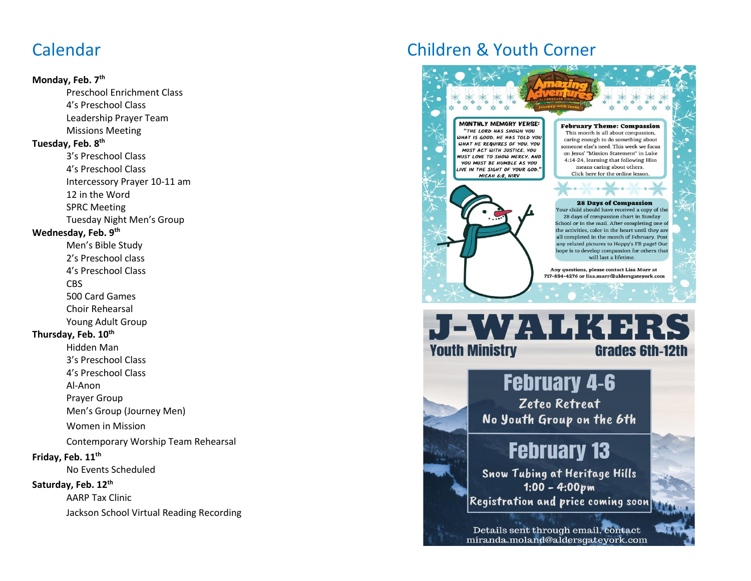# Calendar

**Monday, Feb. 7th**

- Preschool Enrichment Class
- 4's Preschool Class
- Leadership Prayer Team
- Missions Meeting

**Tuesday, Feb. 8th**

- 3's Preschool Class
- 4's Preschool Class
- Intercessory Prayer 10-11 am
- 12 in the Word
- SPRC Meeting
- Tuesday Night Men's Group

**Wednesday, Feb. 9th**

- Men's Bible Study
- 2's Preschool class
- 4's Preschool Class
- CBS
- 500 Card Games
- Choir Rehearsal
- Young Adult Group

**Thursday, Feb. 10th**

- Hidden Man
- 3's Preschool Class
- 4's Preschool Class
- Al-Anon
- Prayer Group
- Men's Group (Journey Men)
- Women in Mission
- Contemporary Worship Team Rehearsal

**Friday, Feb. 11th**

- No Events Scheduled

**Saturday, Feb. 12th**

- AARP Tax Clinic
- Jackson School Virtual Reading Recording

# Children & Youth Corner

**Amazing Adventures** – Aldersgate Church – Journey with Jesus

**MONTHLY MEMORY VERSE:**
"THE LORD HAS SHOWN YOU WHAT IS GOOD. HE HAS TOLD YOU WHAT HE REQUIRES OF YOU. YOU MUST ACT WITH JUSTICE. YOU MUST LOVE TO SHOW MERCY. AND YOU MUST BE HUMBLE AS YOU LIVE IN THE SIGHT OF YOUR GOD."
MICAH 6:8, NIRV

**February Theme: Compassion**
This month is all about compassion, caring enough to do something about someone else's need. This week we focus on Jesus' "Mission Statement" in Luke 4:14-24, learning that following Him means caring about others.
Click here for the online lesson.

**28 Days of Compassion**
Your child should have received a copy of the 28 days of compassion chart in Sunday School or in the mail. After completing one of the activities, color in the heart until they are all completed in the month of February. Post any related pictures to Hoppy's FB page! Our hope is to develop compassion for others that will last a lifetime.

Any questions, please contact Lisa Murr at 717-854-4276 or lisa.murr@aldersgateyork.com

## J-WALKERS

Youth Ministry — Grades 6th-12th

**February 4-6**
Zeteo Retreat
No Youth Group on the 6th

**February 13**
Snow Tubing at Heritage Hills
1:00 – 4:00pm
Registration and price coming soon

Details sent through email, contact miranda.moland@aldersgateyork.com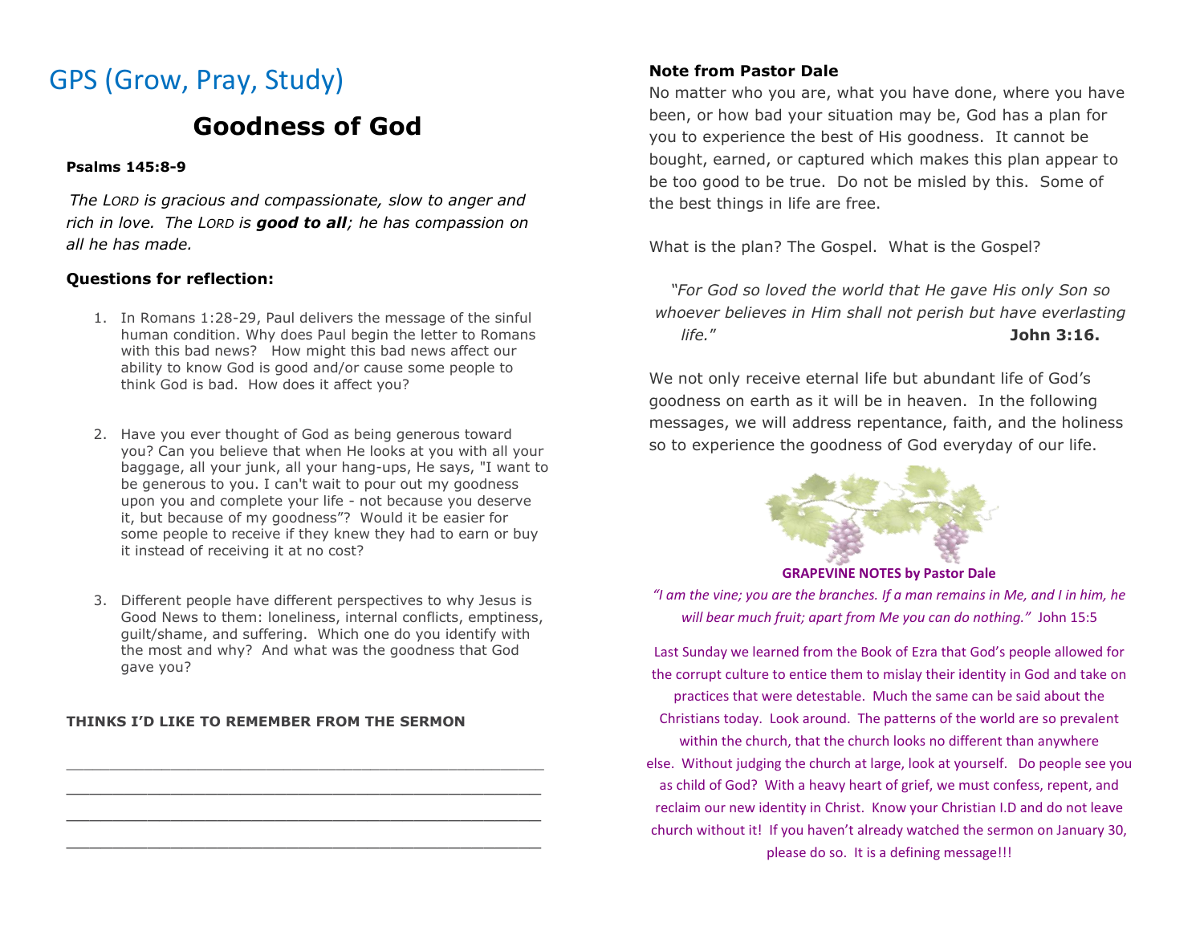# GPS (Grow, Pray, Study)

## Goodness of God

**Psalms 145:8-9**

*The LORD is gracious and compassionate, slow to anger and rich in love. The LORD is* ***good to all****; he has compassion on all he has made.*

### Questions for reflection:

1. In Romans 1:28-29, Paul delivers the message of the sinful human condition. Why does Paul begin the letter to Romans with this bad news? How might this bad news affect our ability to know God is good and/or cause some people to think God is bad. How does it affect you?

2. Have you ever thought of God as being generous toward you? Can you believe that when He looks at you with all your baggage, all your junk, all your hang-ups, He says, "I want to be generous to you. I can't wait to pour out my goodness upon you and complete your life - not because you deserve it, but because of my goodness"? Would it be easier for some people to receive if they knew they had to earn or buy it instead of receiving it at no cost?

3. Different people have different perspectives to why Jesus is Good News to them: loneliness, internal conflicts, emptiness, guilt/shame, and suffering. Which one do you identify with the most and why? And what was the goodness that God gave you?

**THINKS I'D LIKE TO REMEMBER FROM THE SERMON**

\_\_\_\_\_\_\_\_\_\_\_\_\_\_\_\_\_\_\_\_\_\_\_\_\_\_\_\_\_\_\_\_\_\_\_\_\_\_\_\_\_\_\_\_\_\_\_\_\_\_\_\_

\_\_\_\_\_\_\_\_\_\_\_\_\_\_\_\_\_\_\_\_\_\_\_\_\_\_\_\_\_\_\_\_\_\_\_\_\_\_\_\_\_\_\_\_\_\_\_\_\_\_\_\_

\_\_\_\_\_\_\_\_\_\_\_\_\_\_\_\_\_\_\_\_\_\_\_\_\_\_\_\_\_\_\_\_\_\_\_\_\_\_\_\_\_\_\_\_\_\_\_\_\_\_\_\_

\_\_\_\_\_\_\_\_\_\_\_\_\_\_\_\_\_\_\_\_\_\_\_\_\_\_\_\_\_\_\_\_\_\_\_\_\_\_\_\_\_\_\_\_\_\_\_\_\_\_\_\_

**Note from Pastor Dale**

No matter who you are, what you have done, where you have been, or how bad your situation may be, God has a plan for you to experience the best of His goodness. It cannot be bought, earned, or captured which makes this plan appear to be too good to be true. Do not be misled by this. Some of the best things in life are free.

What is the plan? The Gospel. What is the Gospel?

*"For God so loved the world that He gave His only Son so whoever believes in Him shall not perish but have everlasting life."* **John 3:16.**

We not only receive eternal life but abundant life of God's goodness on earth as it will be in heaven. In the following messages, we will address repentance, faith, and the holiness so to experience the goodness of God everyday of our life.

**GRAPEVINE NOTES by Pastor Dale**

*"I am the vine; you are the branches. If a man remains in Me, and I in him, he will bear much fruit; apart from Me you can do nothing."* John 15:5

Last Sunday we learned from the Book of Ezra that God's people allowed for the corrupt culture to entice them to mislay their identity in God and take on practices that were detestable. Much the same can be said about the Christians today. Look around. The patterns of the world are so prevalent within the church, that the church looks no different than anywhere else. Without judging the church at large, look at yourself. Do people see you as child of God? With a heavy heart of grief, we must confess, repent, and reclaim our new identity in Christ. Know your Christian I.D and do not leave church without it! If you haven't already watched the sermon on January 30, please do so. It is a defining message!!!